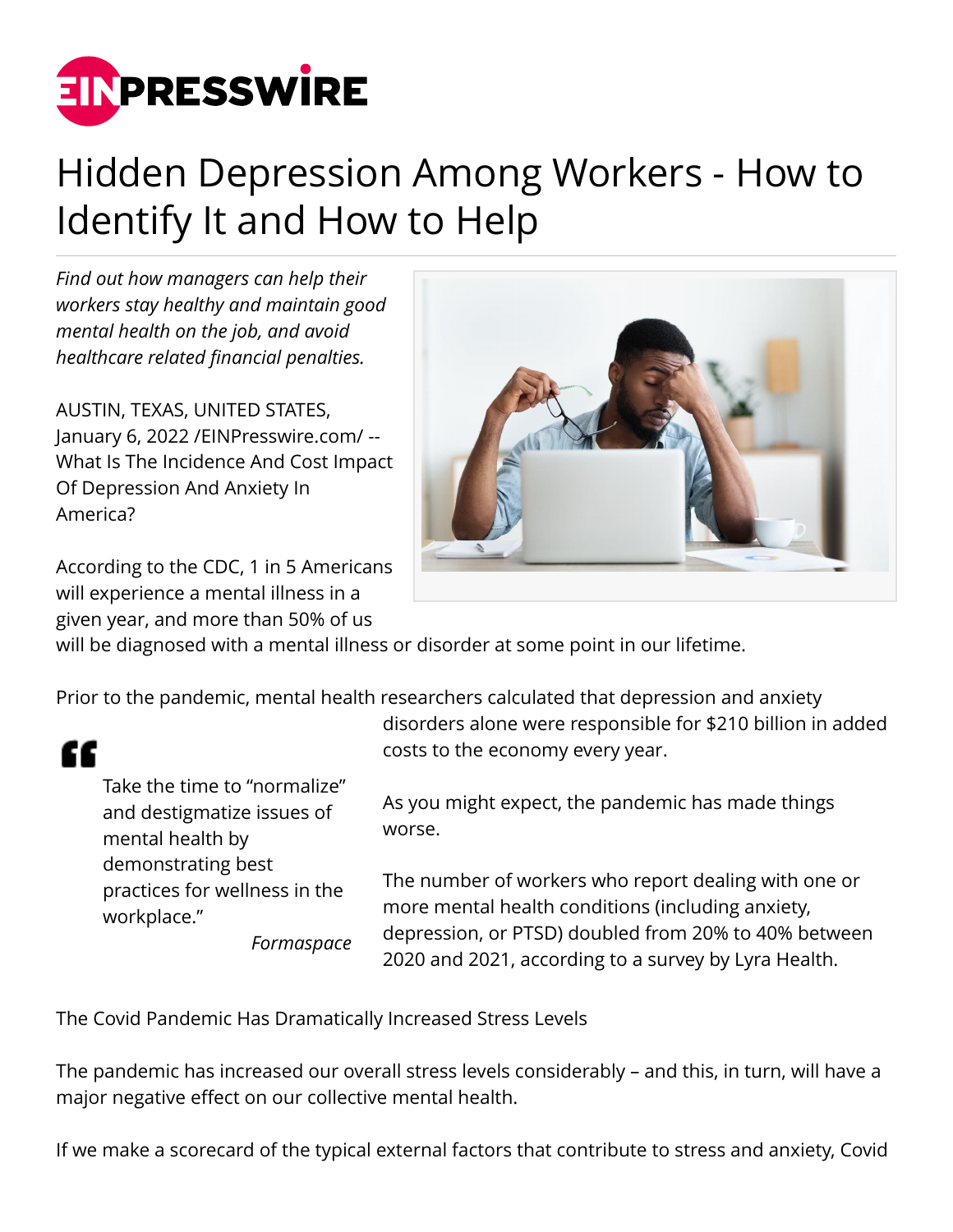# Hidden Depression Among Workers - How to Identify It and How to Help

*Find out how managers can help their workers stay healthy and maintain good mental health on the job, and avoid healthcare related financial penalties.*

AUSTIN, TEXAS, UNITED STATES, January 6, 2022 /EINPresswire.com/ -- What Is The Incidence And Cost Impact Of Depression And Anxiety In America?

According to the CDC, 1 in 5 Americans will experience a mental illness in a given year, and more than 50% of us will be diagnosed with a mental illness or disorder at some point in our lifetime.

Prior to the pandemic, mental health researchers calculated that depression and anxiety disorders alone were responsible for $210 billion in added costs to the economy every year.

> Take the time to "normalize" and destigmatize issues of mental health by demonstrating best practices for wellness in the workplace."
>
> *Formaspace*

As you might expect, the pandemic has made things worse.

The number of workers who report dealing with one or more mental health conditions (including anxiety, depression, or PTSD) doubled from 20% to 40% between 2020 and 2021, according to a survey by Lyra Health.

The Covid Pandemic Has Dramatically Increased Stress Levels

The pandemic has increased our overall stress levels considerably – and this, in turn, will have a major negative effect on our collective mental health.

If we make a scorecard of the typical external factors that contribute to stress and anxiety, Covid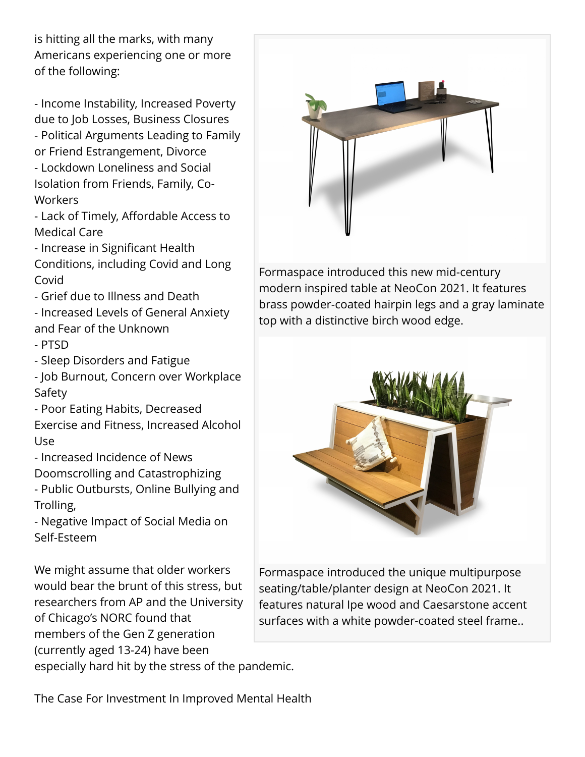is hitting all the marks, with many Americans experiencing one or more of the following:

- Income Instability, Increased Poverty due to Job Losses, Business Closures
- Political Arguments Leading to Family or Friend Estrangement, Divorce
- Lockdown Loneliness and Social Isolation from Friends, Family, Co-Workers
- Lack of Timely, Affordable Access to Medical Care
- Increase in Significant Health Conditions, including Covid and Long Covid
- Grief due to Illness and Death
- Increased Levels of General Anxiety and Fear of the Unknown
- PTSD
- Sleep Disorders and Fatigue
- Job Burnout, Concern over Workplace Safety
- Poor Eating Habits, Decreased Exercise and Fitness, Increased Alcohol Use
- Increased Incidence of News Doomscrolling and Catastrophizing
- Public Outbursts, Online Bullying and Trolling,
- Negative Impact of Social Media on Self-Esteem

Formaspace introduced this new mid-century modern inspired table at NeoCon 2021. It features brass powder-coated hairpin legs and a gray laminate top with a distinctive birch wood edge.

Formaspace introduced the unique multipurpose seating/table/planter design at NeoCon 2021. It features natural Ipe wood and Caesarstone accent surfaces with a white powder-coated steel frame..

We might assume that older workers would bear the brunt of this stress, but researchers from AP and the University of Chicago's NORC found that members of the Gen Z generation (currently aged 13-24) have been especially hard hit by the stress of the pandemic.

## The Case For Investment In Improved Mental Health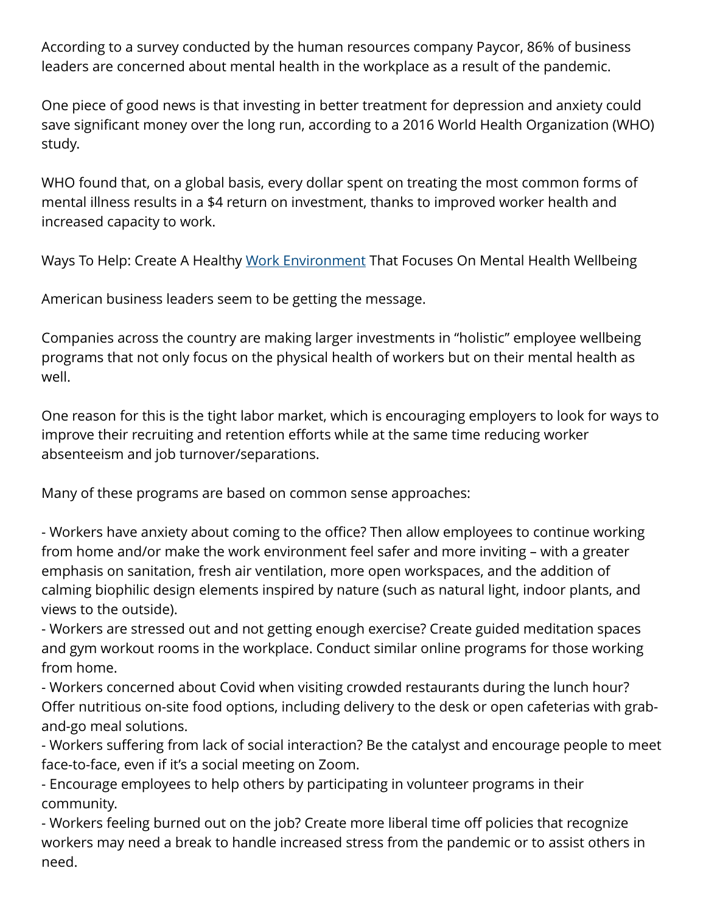According to a survey conducted by the human resources company Paycor, 86% of business leaders are concerned about mental health in the workplace as a result of the pandemic.

One piece of good news is that investing in better treatment for depression and anxiety could save significant money over the long run, according to a 2016 World Health Organization (WHO) study.

WHO found that, on a global basis, every dollar spent on treating the most common forms of mental illness results in a $4 return on investment, thanks to improved worker health and increased capacity to work.

Ways To Help: Create A Healthy [Work Environment]() That Focuses On Mental Health Wellbeing

American business leaders seem to be getting the message.

Companies across the country are making larger investments in "holistic" employee wellbeing programs that not only focus on the physical health of workers but on their mental health as well.

One reason for this is the tight labor market, which is encouraging employers to look for ways to improve their recruiting and retention efforts while at the same time reducing worker absenteeism and job turnover/separations.

Many of these programs are based on common sense approaches:

- Workers have anxiety about coming to the office? Then allow employees to continue working from home and/or make the work environment feel safer and more inviting – with a greater emphasis on sanitation, fresh air ventilation, more open workspaces, and the addition of calming biophilic design elements inspired by nature (such as natural light, indoor plants, and views to the outside).
- Workers are stressed out and not getting enough exercise? Create guided meditation spaces and gym workout rooms in the workplace. Conduct similar online programs for those working from home.
- Workers concerned about Covid when visiting crowded restaurants during the lunch hour? Offer nutritious on-site food options, including delivery to the desk or open cafeterias with grab-and-go meal solutions.
- Workers suffering from lack of social interaction? Be the catalyst and encourage people to meet face-to-face, even if it's a social meeting on Zoom.
- Encourage employees to help others by participating in volunteer programs in their community.
- Workers feeling burned out on the job? Create more liberal time off policies that recognize workers may need a break to handle increased stress from the pandemic or to assist others in need.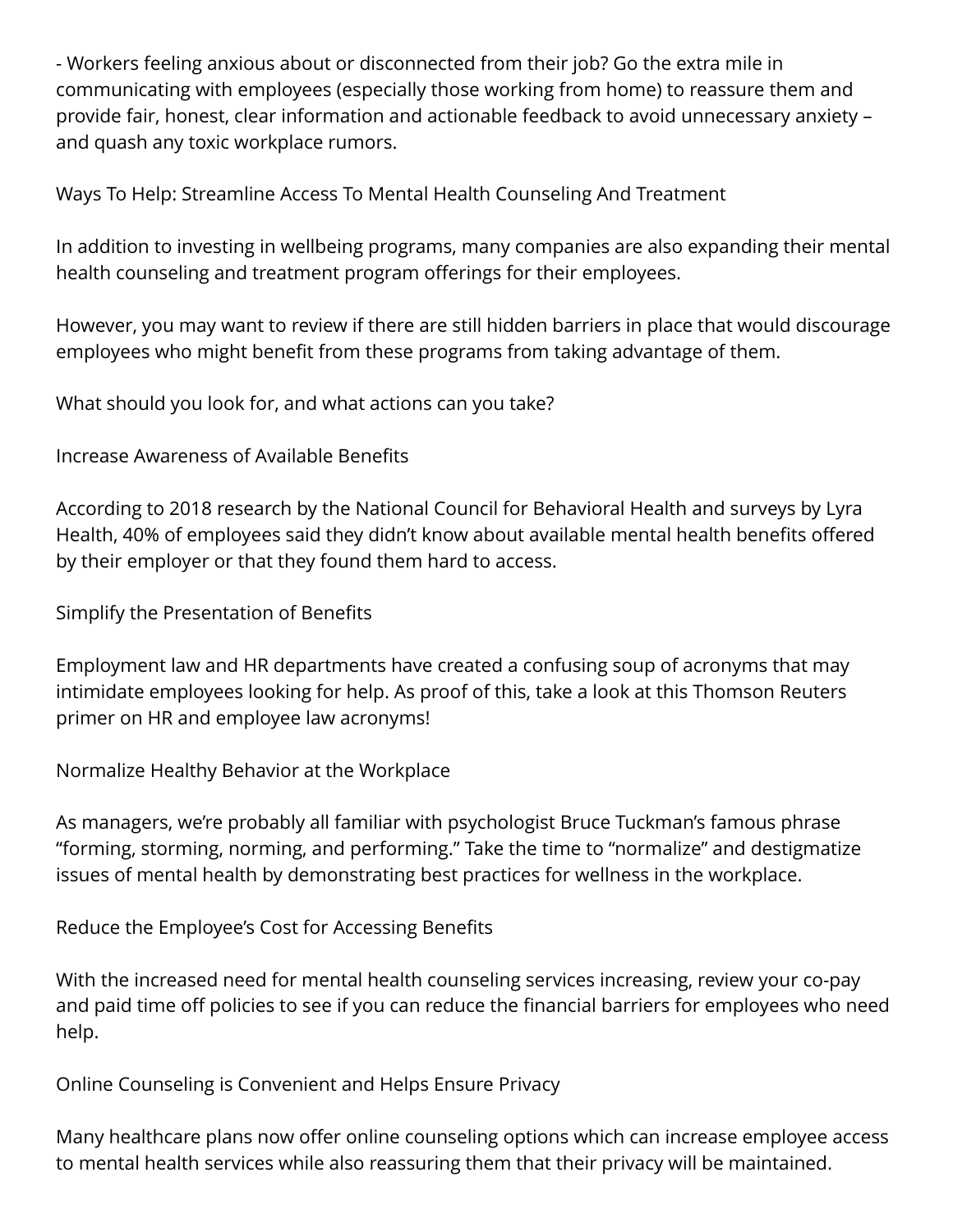- Workers feeling anxious about or disconnected from their job? Go the extra mile in communicating with employees (especially those working from home) to reassure them and provide fair, honest, clear information and actionable feedback to avoid unnecessary anxiety – and quash any toxic workplace rumors.

## Ways To Help: Streamline Access To Mental Health Counseling And Treatment

In addition to investing in wellbeing programs, many companies are also expanding their mental health counseling and treatment program offerings for their employees.

However, you may want to review if there are still hidden barriers in place that would discourage employees who might benefit from these programs from taking advantage of them.

What should you look for, and what actions can you take?

### Increase Awareness of Available Benefits

According to 2018 research by the National Council for Behavioral Health and surveys by Lyra Health, 40% of employees said they didn't know about available mental health benefits offered by their employer or that they found them hard to access.

### Simplify the Presentation of Benefits

Employment law and HR departments have created a confusing soup of acronyms that may intimidate employees looking for help. As proof of this, take a look at this Thomson Reuters primer on HR and employee law acronyms!

### Normalize Healthy Behavior at the Workplace

As managers, we're probably all familiar with psychologist Bruce Tuckman's famous phrase "forming, storming, norming, and performing." Take the time to "normalize" and destigmatize issues of mental health by demonstrating best practices for wellness in the workplace.

### Reduce the Employee's Cost for Accessing Benefits

With the increased need for mental health counseling services increasing, review your co-pay and paid time off policies to see if you can reduce the financial barriers for employees who need help.

### Online Counseling is Convenient and Helps Ensure Privacy

Many healthcare plans now offer online counseling options which can increase employee access to mental health services while also reassuring them that their privacy will be maintained.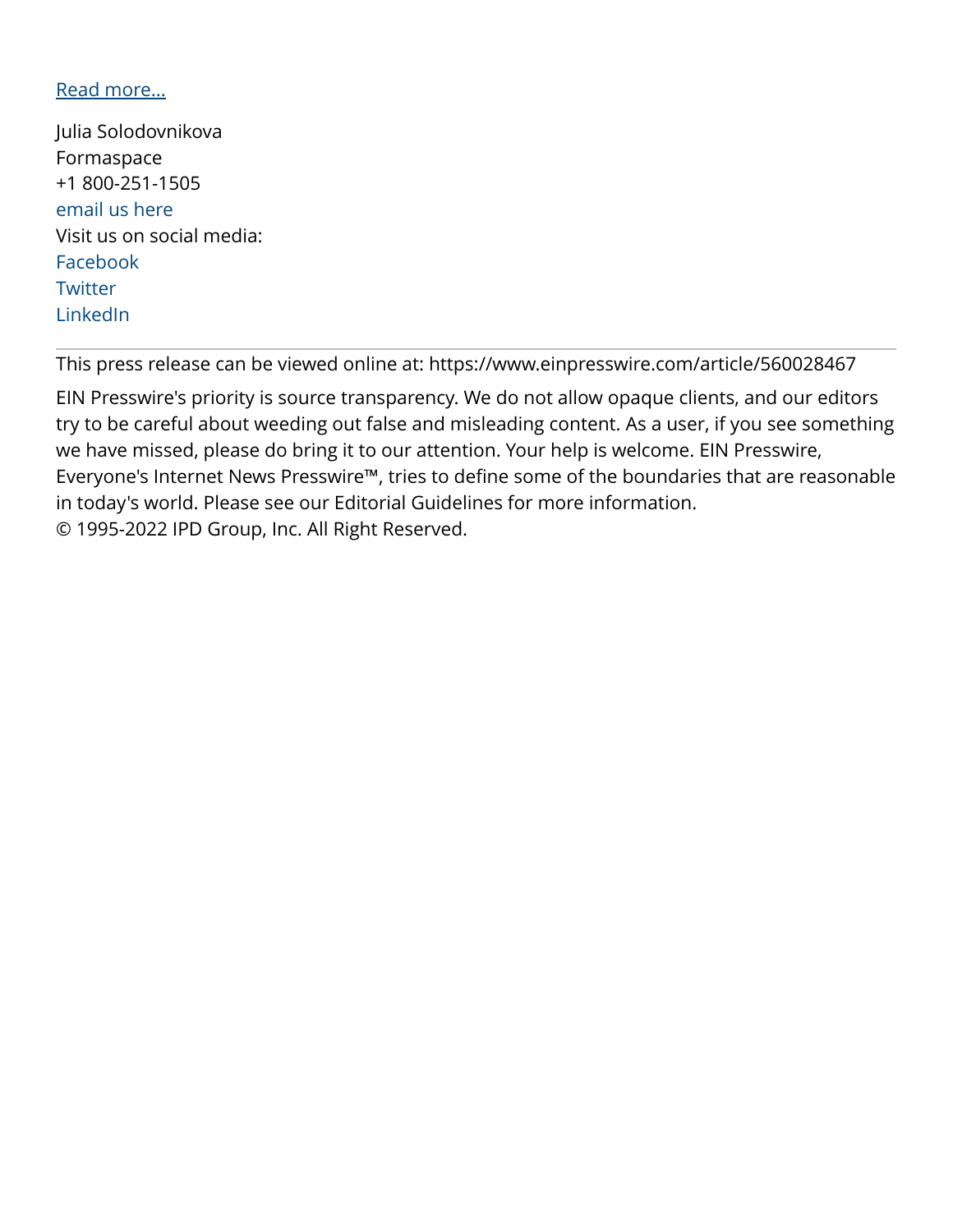Read more...

Julia Solodovnikova
Formaspace
+1 800-251-1505
email us here
Visit us on social media:
Facebook
Twitter
LinkedIn

---

This press release can be viewed online at: https://www.einpresswire.com/article/560028467

EIN Presswire's priority is source transparency. We do not allow opaque clients, and our editors try to be careful about weeding out false and misleading content. As a user, if you see something we have missed, please do bring it to our attention. Your help is welcome. EIN Presswire, Everyone's Internet News Presswire™, tries to define some of the boundaries that are reasonable in today's world. Please see our Editorial Guidelines for more information.
© 1995-2022 IPD Group, Inc. All Right Reserved.